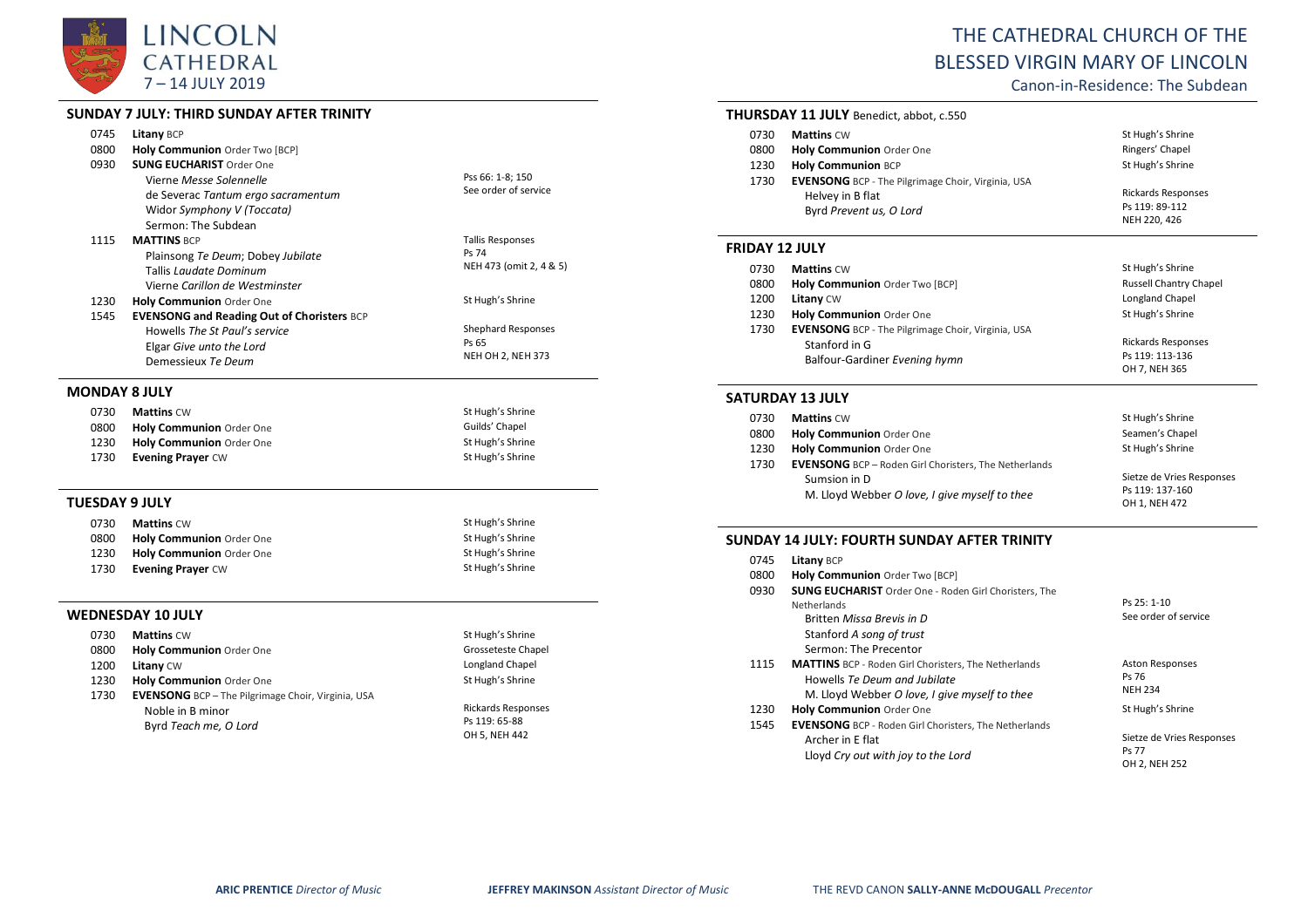# LINCOLN CATHEDRAL

7 – 14 JULY 2019

# THE CATHEDRAL CHURCH OF THE BLESSED VIRGIN MARY OF LINCOLN

Canon-in-Residence: The Subdean

## SUNDAY 7 JULY: THIRD SUNDAY AFTER TRINITY

| | | |
|---|---|---|
| 0745 | **Litany** BCP | |
| 0800 | **Holy Communion** Order Two [BCP] | |
| 0930 | **SUNG EUCHARIST** Order One<br>Vierne *Messe Solennelle*<br>de Severac *Tantum ergo sacramentum*<br>Widor *Symphony V (Toccata)*<br>Sermon: The Subdean | Pss 66: 1-8; 150<br>See order of service |
| 1115 | **MATTINS** BCP<br>Plainsong *Te Deum*; Dobey *Jubilate*<br>Tallis *Laudate Dominum*<br>Vierne *Carillon de Westminster* | Tallis Responses<br>Ps 74<br>NEH 473 (omit 2, 4 & 5) |
| 1230 | **Holy Communion** Order One | St Hugh's Shrine |
| 1545 | **EVENSONG and Reading Out of Choristers** BCP<br>Howells *The St Paul's service*<br>Elgar *Give unto the Lord*<br>Demessieux *Te Deum* | Shephard Responses<br>Ps 65<br>NEH OH 2, NEH 373 |

## MONDAY 8 JULY

| | | |
|---|---|---|
| 0730 | **Mattins** CW | St Hugh's Shrine |
| 0800 | **Holy Communion** Order One | Guilds' Chapel |
| 1230 | **Holy Communion** Order One | St Hugh's Shrine |
| 1730 | **Evening Prayer** CW | St Hugh's Shrine |

## TUESDAY 9 JULY

| | | |
|---|---|---|
| 0730 | **Mattins** CW | St Hugh's Shrine |
| 0800 | **Holy Communion** Order One | St Hugh's Shrine |
| 1230 | **Holy Communion** Order One | St Hugh's Shrine |
| 1730 | **Evening Prayer** CW | St Hugh's Shrine |

## WEDNESDAY 10 JULY

| | | |
|---|---|---|
| 0730 | **Mattins** CW | St Hugh's Shrine |
| 0800 | **Holy Communion** Order One | Grosseteste Chapel |
| 1200 | **Litany** CW | Longland Chapel |
| 1230 | **Holy Communion** Order One | St Hugh's Shrine |
| 1730 | **EVENSONG** BCP – The Pilgrimage Choir, Virginia, USA<br>Noble in B minor<br>Byrd *Teach me, O Lord* | Rickards Responses<br>Ps 119: 65-88<br>OH 5, NEH 442 |

## THURSDAY 11 JULY Benedict, abbot, c.550

| | | |
|---|---|---|
| 0730 | **Mattins** CW | St Hugh's Shrine |
| 0800 | **Holy Communion** Order One | Ringers' Chapel |
| 1230 | **Holy Communion** BCP | St Hugh's Shrine |
| 1730 | **EVENSONG** BCP - The Pilgrimage Choir, Virginia, USA<br>Helvey in B flat<br>Byrd *Prevent us, O Lord* | Rickards Responses<br>Ps 119: 89-112<br>NEH 220, 426 |

## FRIDAY 12 JULY

| | | |
|---|---|---|
| 0730 | **Mattins** CW | St Hugh's Shrine |
| 0800 | **Holy Communion** Order Two [BCP] | Russell Chantry Chapel |
| 1200 | **Litany** CW | Longland Chapel |
| 1230 | **Holy Communion** Order One | St Hugh's Shrine |
| 1730 | **EVENSONG** BCP - The Pilgrimage Choir, Virginia, USA<br>Stanford in G<br>Balfour-Gardiner *Evening hymn* | Rickards Responses<br>Ps 119: 113-136<br>OH 7, NEH 365 |

## SATURDAY 13 JULY

| | | |
|---|---|---|
| 0730 | **Mattins** CW | St Hugh's Shrine |
| 0800 | **Holy Communion** Order One | Seamen's Chapel |
| 1230 | **Holy Communion** Order One | St Hugh's Shrine |
| 1730 | **EVENSONG** BCP – Roden Girl Choristers, The Netherlands<br>Sumsion in D<br>M. Lloyd Webber *O love, I give myself to thee* | Sietze de Vries Responses<br>Ps 119: 137-160<br>OH 1, NEH 472 |

## SUNDAY 14 JULY: FOURTH SUNDAY AFTER TRINITY

| | | |
|---|---|---|
| 0745 | **Litany** BCP | |
| 0800 | **Holy Communion** Order Two [BCP] | |
| 0930 | **SUNG EUCHARIST** Order One - Roden Girl Choristers, The Netherlands<br>Britten *Missa Brevis in D*<br>Stanford *A song of trust*<br>Sermon: The Precentor | Ps 25: 1-10<br>See order of service |
| 1115 | **MATTINS** BCP - Roden Girl Choristers, The Netherlands<br>Howells *Te Deum and Jubilate*<br>M. Lloyd Webber *O love, I give myself to thee* | Aston Responses<br>Ps 76<br>NEH 234 |
| 1230 | **Holy Communion** Order One | St Hugh's Shrine |
| 1545 | **EVENSONG** BCP - Roden Girl Choristers, The Netherlands<br>Archer in E flat<br>Lloyd *Cry out with joy to the Lord* | Sietze de Vries Responses<br>Ps 77<br>OH 2, NEH 252 |

**ARIC PRENTICE** *Director of Music* **JEFFREY MAKINSON** *Assistant Director of Music* THE REVD CANON **SALLY-ANNE McDOUGALL** *Precentor*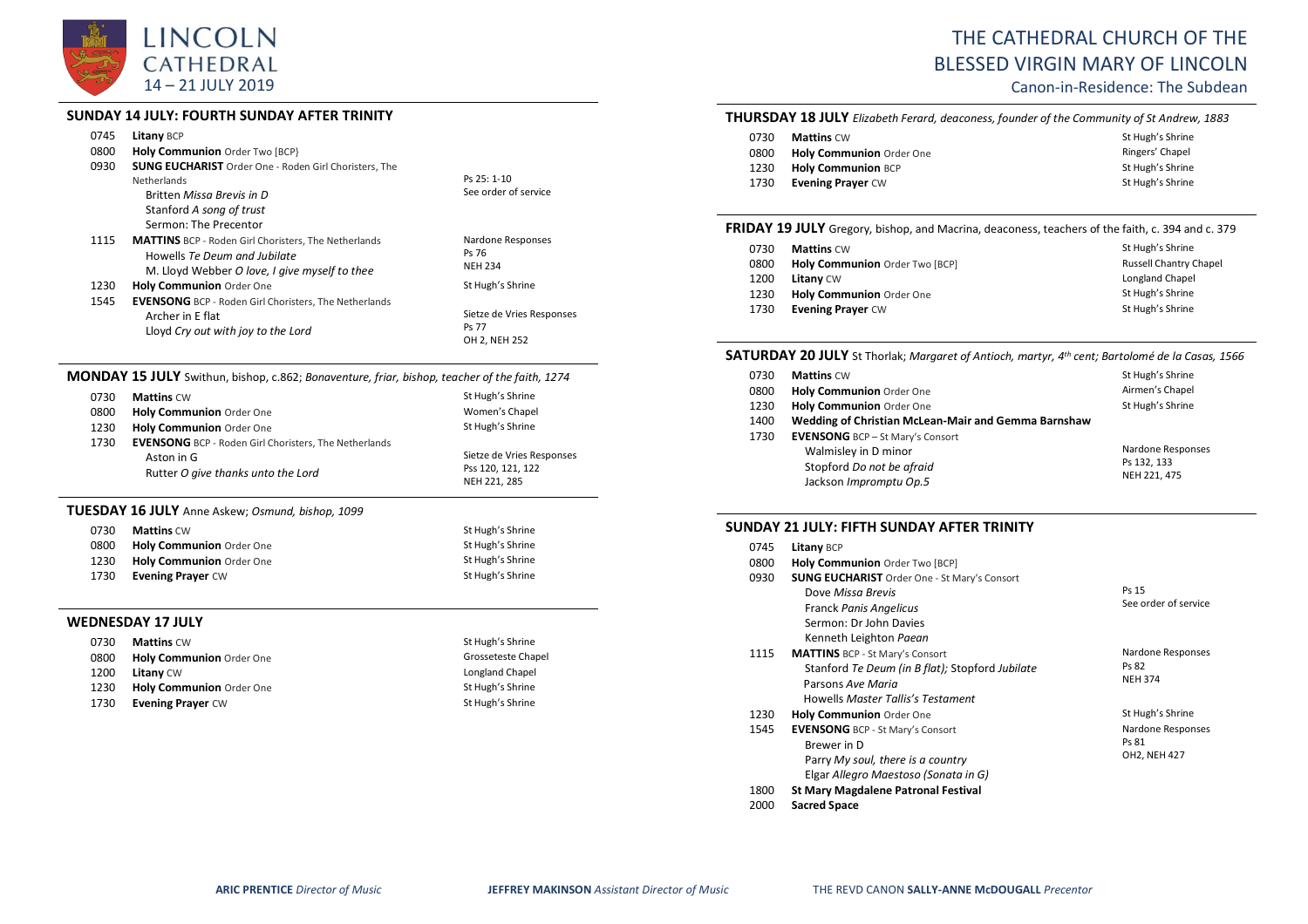# LINCOLN CATHEDRAL

14 – 21 JULY 2019

# THE CATHEDRAL CHURCH OF THE BLESSED VIRGIN MARY OF LINCOLN

Canon-in-Residence: The Subdean

## SUNDAY 14 JULY: FOURTH SUNDAY AFTER TRINITY

| | | |
|---|---|---|
| 0745 | **Litany** BCP | |
| 0800 | **Holy Communion** Order Two [BCP} | |
| 0930 | **SUNG EUCHARIST** Order One - Roden Girl Choristers, The Netherlands<br>Britten *Missa Brevis in D*<br>Stanford *A song of trust*<br>Sermon: The Precentor | Ps 25: 1-10<br>See order of service |
| 1115 | **MATTINS** BCP - Roden Girl Choristers, The Netherlands<br>Howells *Te Deum and Jubilate*<br>M. Lloyd Webber *O love, I give myself to thee* | Nardone Responses<br>Ps 76<br>NEH 234 |
| 1230 | **Holy Communion** Order One | St Hugh's Shrine |
| 1545 | **EVENSONG** BCP - Roden Girl Choristers, The Netherlands<br>Archer in E flat<br>Lloyd *Cry out with joy to the Lord* | Sietze de Vries Responses<br>Ps 77<br>OH 2, NEH 252 |

## MONDAY 15 JULY Swithun, bishop, c.862; *Bonaventure, friar, bishop, teacher of the faith, 1274*

| | | |
|---|---|---|
| 0730 | **Mattins** CW | St Hugh's Shrine |
| 0800 | **Holy Communion** Order One | Women's Chapel |
| 1230 | **Holy Communion** Order One | St Hugh's Shrine |
| 1730 | **EVENSONG** BCP - Roden Girl Choristers, The Netherlands<br>Aston in G<br>Rutter *O give thanks unto the Lord* | Sietze de Vries Responses<br>Pss 120, 121, 122<br>NEH 221, 285 |

## TUESDAY 16 JULY Anne Askew; *Osmund, bishop, 1099*

| | | |
|---|---|---|
| 0730 | **Mattins** CW | St Hugh's Shrine |
| 0800 | **Holy Communion** Order One | St Hugh's Shrine |
| 1230 | **Holy Communion** Order One | St Hugh's Shrine |
| 1730 | **Evening Prayer** CW | St Hugh's Shrine |

## WEDNESDAY 17 JULY

| | | |
|---|---|---|
| 0730 | **Mattins** CW | St Hugh's Shrine |
| 0800 | **Holy Communion** Order One | Grosseteste Chapel |
| 1200 | **Litany** CW | Longland Chapel |
| 1230 | **Holy Communion** Order One | St Hugh's Shrine |
| 1730 | **Evening Prayer** CW | St Hugh's Shrine |

## THURSDAY 18 JULY *Elizabeth Ferard, deaconess, founder of the Community of St Andrew, 1883*

| | | |
|---|---|---|
| 0730 | **Mattins** CW | St Hugh's Shrine |
| 0800 | **Holy Communion** Order One | Ringers' Chapel |
| 1230 | **Holy Communion** BCP | St Hugh's Shrine |
| 1730 | **Evening Prayer** CW | St Hugh's Shrine |

## FRIDAY 19 JULY Gregory, bishop, and Macrina, deaconess, teachers of the faith, c. 394 and c. 379

| | | |
|---|---|---|
| 0730 | **Mattins** CW | St Hugh's Shrine |
| 0800 | **Holy Communion** Order Two [BCP] | Russell Chantry Chapel |
| 1200 | **Litany** CW | Longland Chapel |
| 1230 | **Holy Communion** Order One | St Hugh's Shrine |
| 1730 | **Evening Prayer** CW | St Hugh's Shrine |

## SATURDAY 20 JULY St Thorlak; *Margaret of Antioch, martyr, 4th cent; Bartolomé de la Casas, 1566*

| | | |
|---|---|---|
| 0730 | **Mattins** CW | St Hugh's Shrine |
| 0800 | **Holy Communion** Order One | Airmen's Chapel |
| 1230 | **Holy Communion** Order One | St Hugh's Shrine |
| 1400 | **Wedding of Christian McLean-Mair and Gemma Barnshaw** | |
| 1730 | **EVENSONG** BCP – St Mary's Consort<br>Walmisley in D minor<br>Stopford *Do not be afraid*<br>Jackson *Impromptu Op.5* | Nardone Responses<br>Ps 132, 133<br>NEH 221, 475 |

## SUNDAY 21 JULY: FIFTH SUNDAY AFTER TRINITY

| | | |
|---|---|---|
| 0745 | **Litany** BCP | |
| 0800 | **Holy Communion** Order Two [BCP] | |
| 0930 | **SUNG EUCHARIST** Order One - St Mary's Consort<br>Dove *Missa Brevis*<br>Franck *Panis Angelicus*<br>Sermon: Dr John Davies<br>Kenneth Leighton *Paean* | Ps 15<br>See order of service |
| 1115 | **MATTINS** BCP - St Mary's Consort<br>Stanford *Te Deum (in B flat);* Stopford *Jubilate*<br>Parsons *Ave Maria*<br>Howells *Master Tallis's Testament* | Nardone Responses<br>Ps 82<br>NEH 374 |
| 1230 | **Holy Communion** Order One | St Hugh's Shrine |
| 1545 | **EVENSONG** BCP - St Mary's Consort<br>Brewer in D<br>Parry *My soul, there is a country*<br>Elgar *Allegro Maestoso (Sonata in G)* | Nardone Responses<br>Ps 81<br>OH2, NEH 427 |
| 1800 | **St Mary Magdalene Patronal Festival** | |
| 2000 | **Sacred Space** | |

**ARIC PRENTICE** *Director of Music* **JEFFREY MAKINSON** *Assistant Director of Music* THE REVD CANON **SALLY-ANNE McDOUGALL** *Precentor*